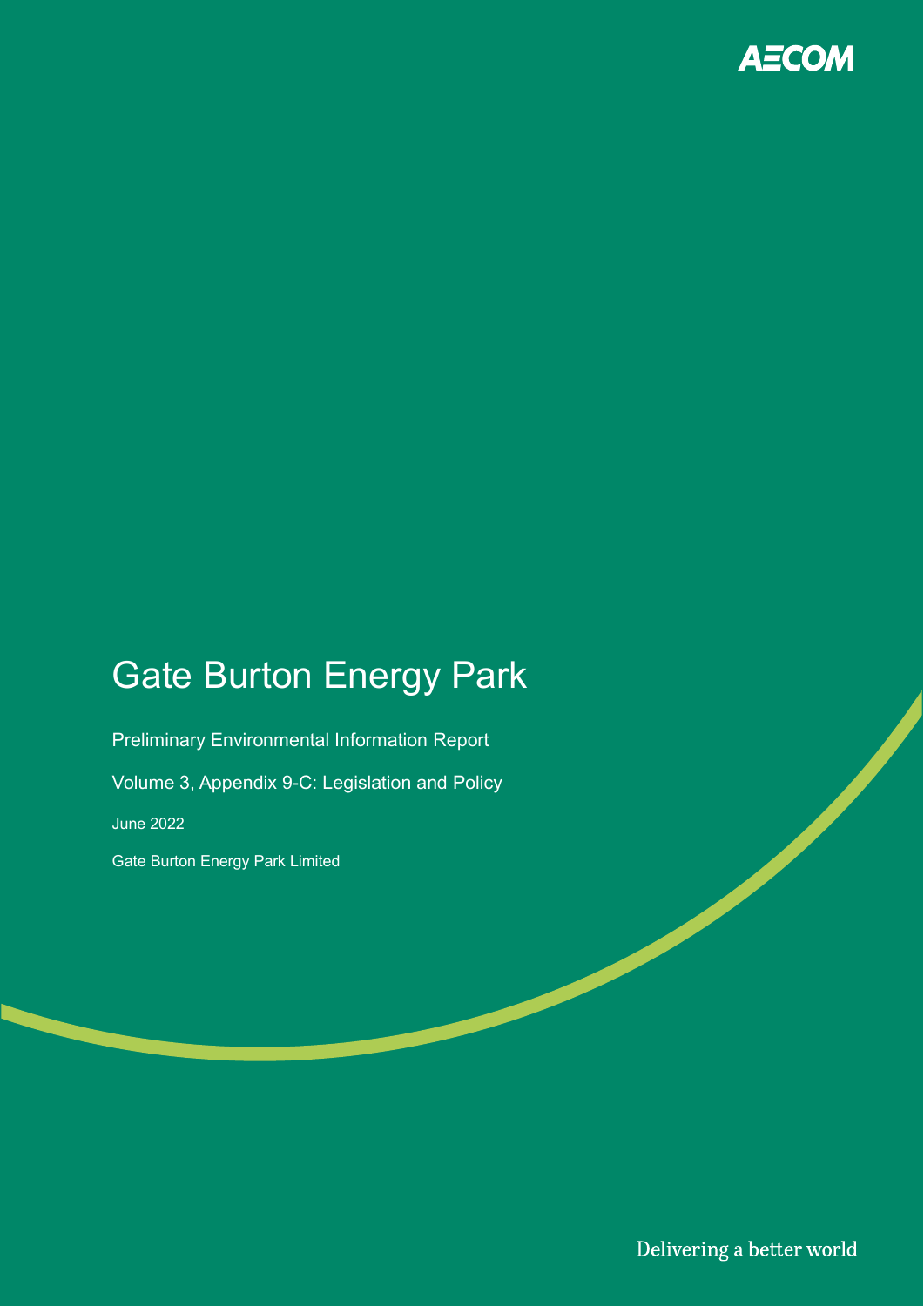AECOM

# Gate Burton Energy Park

Preliminary Environmental Information Report

Volume 3, Appendix 9-C: Legislation and Policy

June 2022

Gate Burton Energy Park Limited

Delivering a better world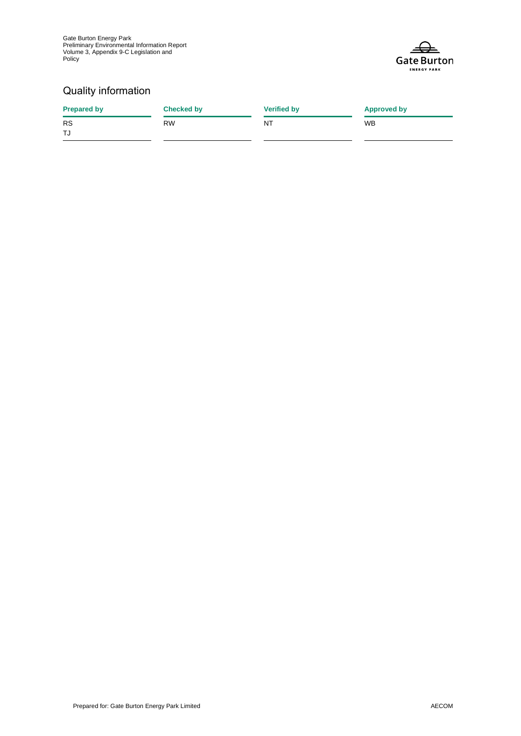## Quality information

| Prepared by | Checked by | Verified by | Approved by |
|---|---|---|---|
| RS<br>TJ | RW | NT | WB |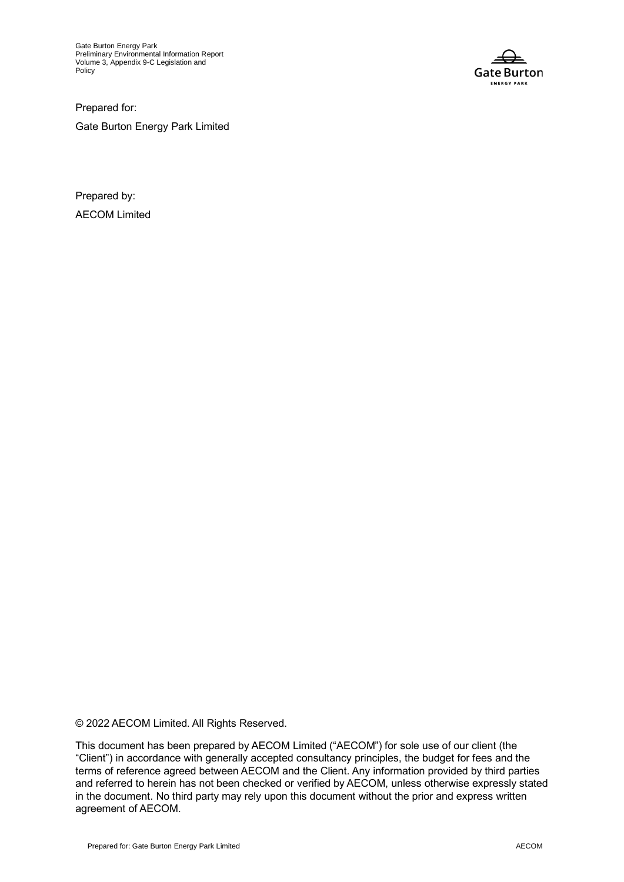Prepared for:

Gate Burton Energy Park Limited

Prepared by:

AECOM Limited

© 2022 AECOM Limited. All Rights Reserved.

This document has been prepared by AECOM Limited ("AECOM") for sole use of our client (the "Client") in accordance with generally accepted consultancy principles, the budget for fees and the terms of reference agreed between AECOM and the Client. Any information provided by third parties and referred to herein has not been checked or verified by AECOM, unless otherwise expressly stated in the document. No third party may rely upon this document without the prior and express written agreement of AECOM.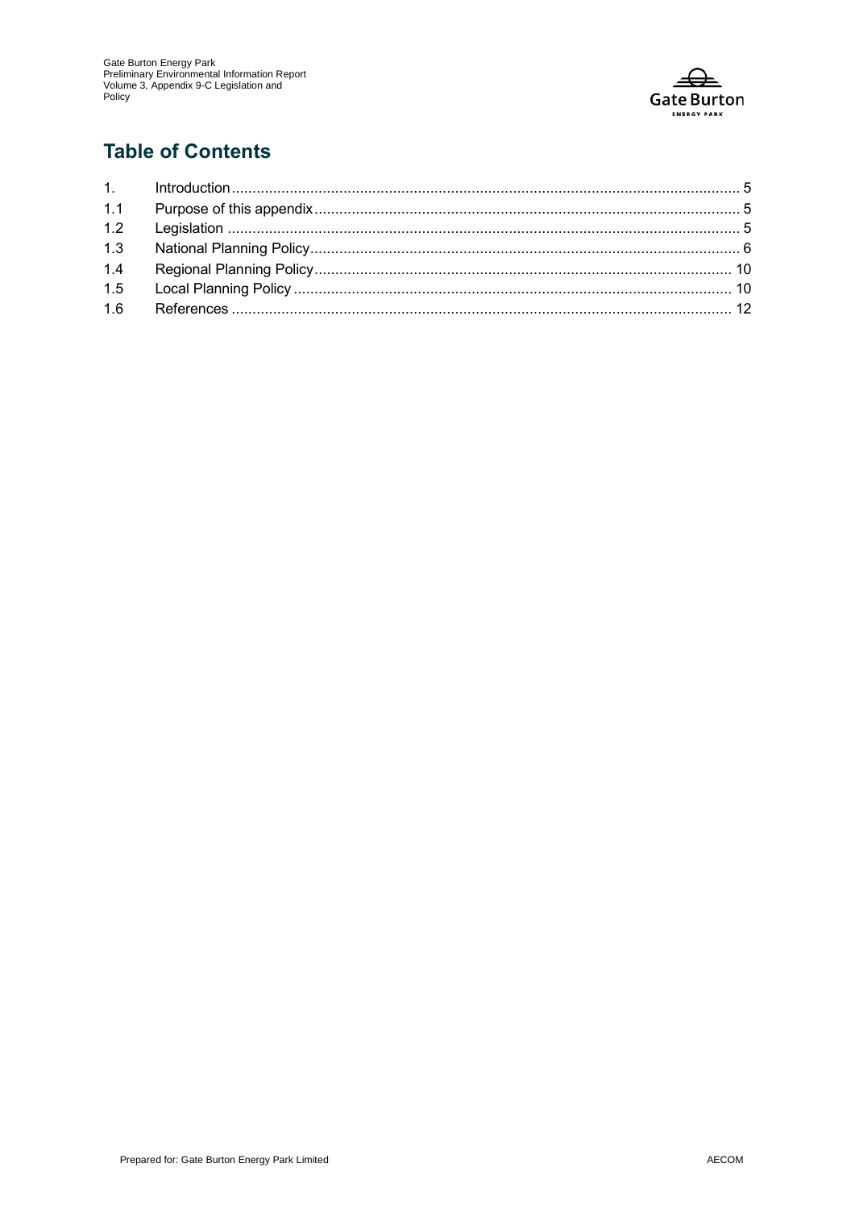## Table of Contents

| | | |
|---|---|---|
| 1. | Introduction | 5 |
| 1.1 | Purpose of this appendix | 5 |
| 1.2 | Legislation | 5 |
| 1.3 | National Planning Policy | 6 |
| 1.4 | Regional Planning Policy | 10 |
| 1.5 | Local Planning Policy | 10 |
| 1.6 | References | 12 |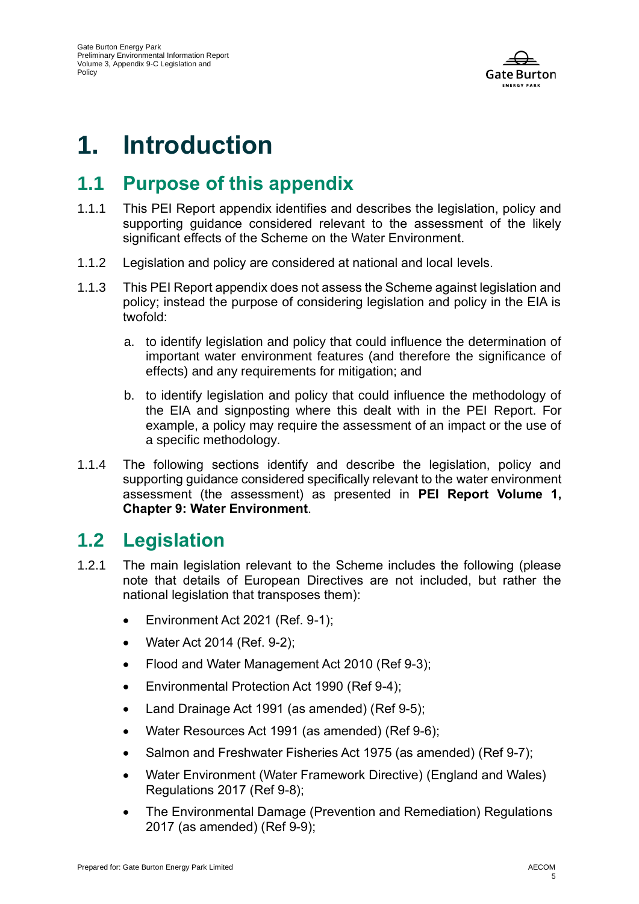# 1. Introduction

## 1.1 Purpose of this appendix

1.1.1 This PEI Report appendix identifies and describes the legislation, policy and supporting guidance considered relevant to the assessment of the likely significant effects of the Scheme on the Water Environment.

1.1.2 Legislation and policy are considered at national and local levels.

1.1.3 This PEI Report appendix does not assess the Scheme against legislation and policy; instead the purpose of considering legislation and policy in the EIA is twofold:

a. to identify legislation and policy that could influence the determination of important water environment features (and therefore the significance of effects) and any requirements for mitigation; and

b. to identify legislation and policy that could influence the methodology of the EIA and signposting where this dealt with in the PEI Report. For example, a policy may require the assessment of an impact or the use of a specific methodology.

1.1.4 The following sections identify and describe the legislation, policy and supporting guidance considered specifically relevant to the water environment assessment (the assessment) as presented in **PEI Report Volume 1, Chapter 9: Water Environment**.

## 1.2 Legislation

1.2.1 The main legislation relevant to the Scheme includes the following (please note that details of European Directives are not included, but rather the national legislation that transposes them):

- Environment Act 2021 (Ref. 9-1);
- Water Act 2014 (Ref. 9-2);
- Flood and Water Management Act 2010 (Ref 9-3);
- Environmental Protection Act 1990 (Ref 9-4);
- Land Drainage Act 1991 (as amended) (Ref 9-5);
- Water Resources Act 1991 (as amended) (Ref 9-6);
- Salmon and Freshwater Fisheries Act 1975 (as amended) (Ref 9-7);
- Water Environment (Water Framework Directive) (England and Wales) Regulations 2017 (Ref 9-8);
- The Environmental Damage (Prevention and Remediation) Regulations 2017 (as amended) (Ref 9-9);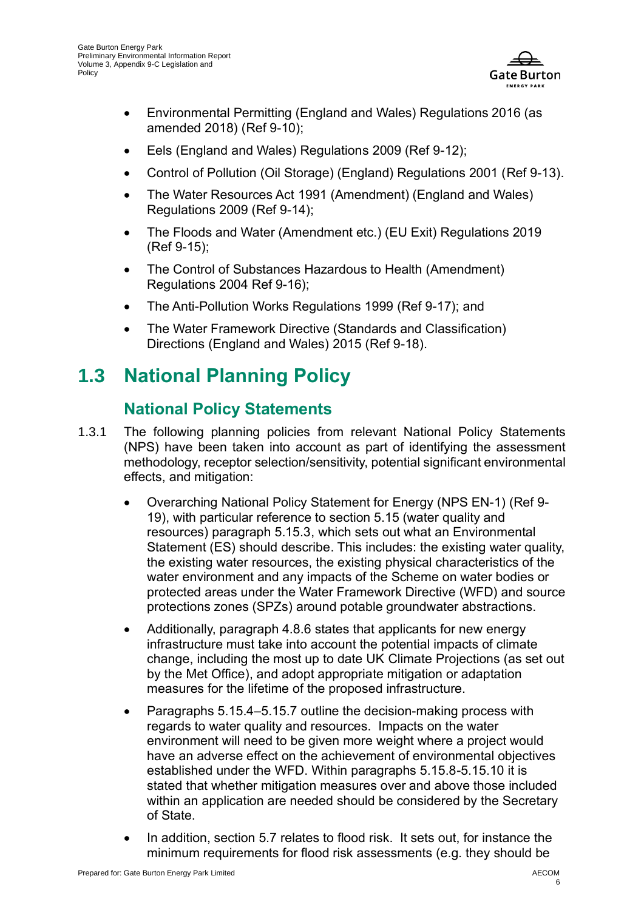- Environmental Permitting (England and Wales) Regulations 2016 (as amended 2018) (Ref 9-10);
- Eels (England and Wales) Regulations 2009 (Ref 9-12);
- Control of Pollution (Oil Storage) (England) Regulations 2001 (Ref 9-13).
- The Water Resources Act 1991 (Amendment) (England and Wales) Regulations 2009 (Ref 9-14);
- The Floods and Water (Amendment etc.) (EU Exit) Regulations 2019 (Ref 9-15);
- The Control of Substances Hazardous to Health (Amendment) Regulations 2004 Ref 9-16);
- The Anti-Pollution Works Regulations 1999 (Ref 9-17); and
- The Water Framework Directive (Standards and Classification) Directions (England and Wales) 2015 (Ref 9-18).

# 1.3 National Planning Policy

## National Policy Statements

1.3.1 The following planning policies from relevant National Policy Statements (NPS) have been taken into account as part of identifying the assessment methodology, receptor selection/sensitivity, potential significant environmental effects, and mitigation:

- Overarching National Policy Statement for Energy (NPS EN-1) (Ref 9-19), with particular reference to section 5.15 (water quality and resources) paragraph 5.15.3, which sets out what an Environmental Statement (ES) should describe. This includes: the existing water quality, the existing water resources, the existing physical characteristics of the water environment and any impacts of the Scheme on water bodies or protected areas under the Water Framework Directive (WFD) and source protections zones (SPZs) around potable groundwater abstractions.
- Additionally, paragraph 4.8.6 states that applicants for new energy infrastructure must take into account the potential impacts of climate change, including the most up to date UK Climate Projections (as set out by the Met Office), and adopt appropriate mitigation or adaptation measures for the lifetime of the proposed infrastructure.
- Paragraphs 5.15.4–5.15.7 outline the decision-making process with regards to water quality and resources. Impacts on the water environment will need to be given more weight where a project would have an adverse effect on the achievement of environmental objectives established under the WFD. Within paragraphs 5.15.8-5.15.10 it is stated that whether mitigation measures over and above those included within an application are needed should be considered by the Secretary of State.
- In addition, section 5.7 relates to flood risk. It sets out, for instance the minimum requirements for flood risk assessments (e.g. they should be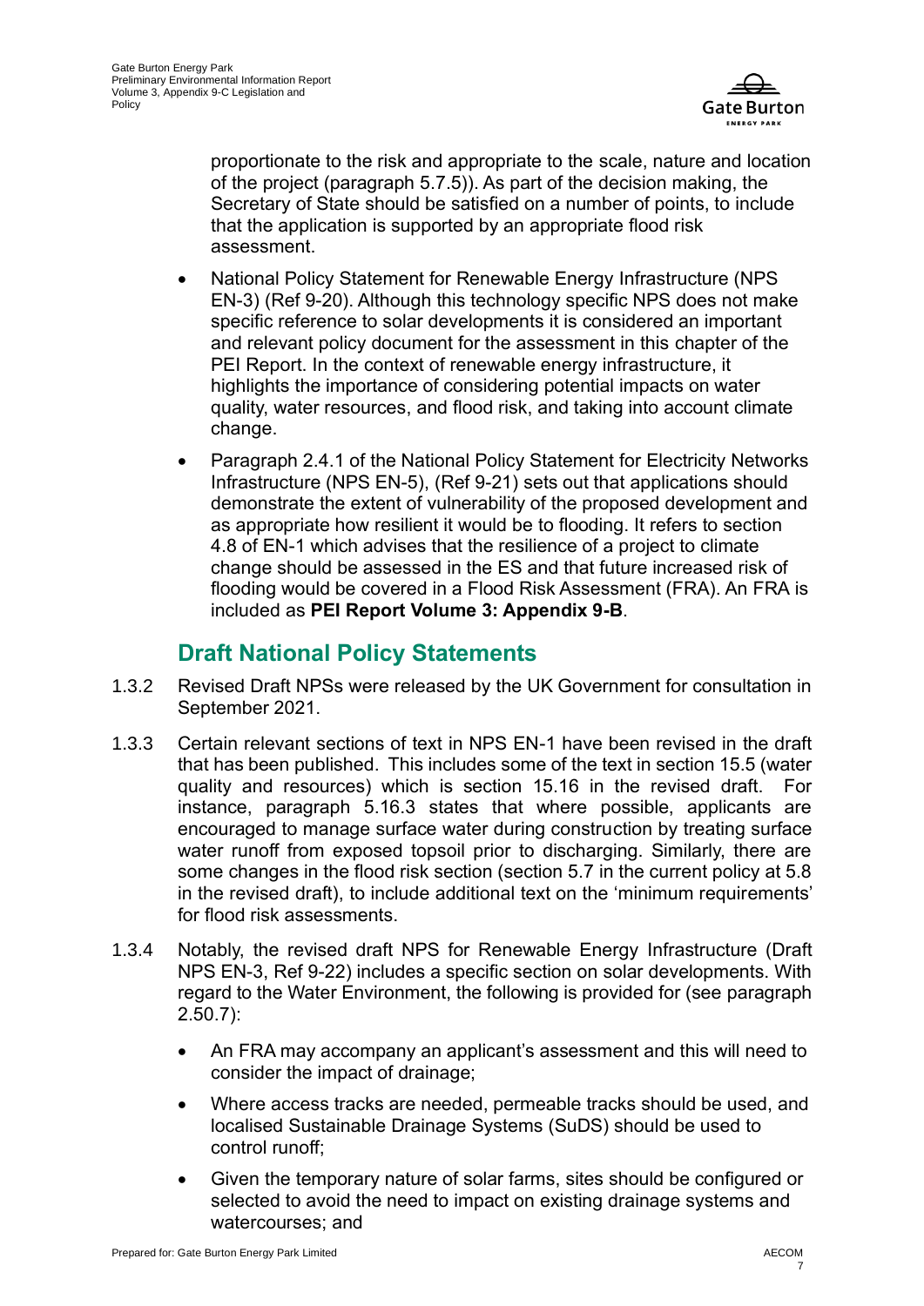proportionate to the risk and appropriate to the scale, nature and location of the project (paragraph 5.7.5)). As part of the decision making, the Secretary of State should be satisfied on a number of points, to include that the application is supported by an appropriate flood risk assessment.

- National Policy Statement for Renewable Energy Infrastructure (NPS EN-3) (Ref 9-20). Although this technology specific NPS does not make specific reference to solar developments it is considered an important and relevant policy document for the assessment in this chapter of the PEI Report. In the context of renewable energy infrastructure, it highlights the importance of considering potential impacts on water quality, water resources, and flood risk, and taking into account climate change.
- Paragraph 2.4.1 of the National Policy Statement for Electricity Networks Infrastructure (NPS EN-5), (Ref 9-21) sets out that applications should demonstrate the extent of vulnerability of the proposed development and as appropriate how resilient it would be to flooding. It refers to section 4.8 of EN-1 which advises that the resilience of a project to climate change should be assessed in the ES and that future increased risk of flooding would be covered in a Flood Risk Assessment (FRA). An FRA is included as **PEI Report Volume 3: Appendix 9-B**.

## Draft National Policy Statements

1.3.2 Revised Draft NPSs were released by the UK Government for consultation in September 2021.

1.3.3 Certain relevant sections of text in NPS EN-1 have been revised in the draft that has been published. This includes some of the text in section 15.5 (water quality and resources) which is section 15.16 in the revised draft. For instance, paragraph 5.16.3 states that where possible, applicants are encouraged to manage surface water during construction by treating surface water runoff from exposed topsoil prior to discharging. Similarly, there are some changes in the flood risk section (section 5.7 in the current policy at 5.8 in the revised draft), to include additional text on the 'minimum requirements' for flood risk assessments.

1.3.4 Notably, the revised draft NPS for Renewable Energy Infrastructure (Draft NPS EN-3, Ref 9-22) includes a specific section on solar developments. With regard to the Water Environment, the following is provided for (see paragraph 2.50.7):

- An FRA may accompany an applicant's assessment and this will need to consider the impact of drainage;
- Where access tracks are needed, permeable tracks should be used, and localised Sustainable Drainage Systems (SuDS) should be used to control runoff;
- Given the temporary nature of solar farms, sites should be configured or selected to avoid the need to impact on existing drainage systems and watercourses; and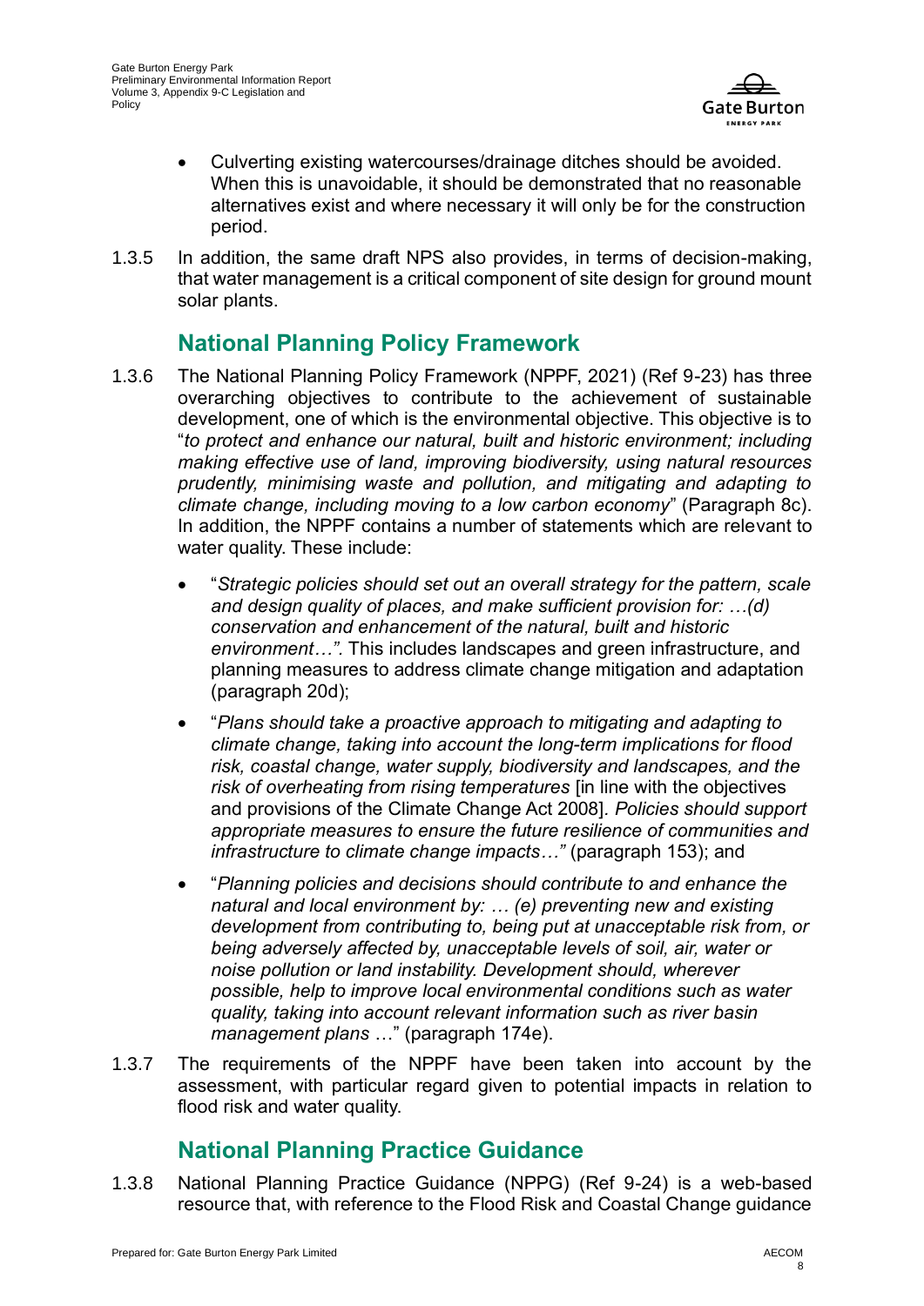- Culverting existing watercourses/drainage ditches should be avoided. When this is unavoidable, it should be demonstrated that no reasonable alternatives exist and where necessary it will only be for the construction period.

1.3.5 In addition, the same draft NPS also provides, in terms of decision-making, that water management is a critical component of site design for ground mount solar plants.

## National Planning Policy Framework

1.3.6 The National Planning Policy Framework (NPPF, 2021) (Ref 9-23) has three overarching objectives to contribute to the achievement of sustainable development, one of which is the environmental objective. This objective is to "*to protect and enhance our natural, built and historic environment; including making effective use of land, improving biodiversity, using natural resources prudently, minimising waste and pollution, and mitigating and adapting to climate change, including moving to a low carbon economy*" (Paragraph 8c). In addition, the NPPF contains a number of statements which are relevant to water quality. These include:

- "*Strategic policies should set out an overall strategy for the pattern, scale and design quality of places, and make sufficient provision for: …(d) conservation and enhancement of the natural, built and historic environment…".* This includes landscapes and green infrastructure, and planning measures to address climate change mitigation and adaptation (paragraph 20d);
- "*Plans should take a proactive approach to mitigating and adapting to climate change, taking into account the long-term implications for flood risk, coastal change, water supply, biodiversity and landscapes, and the risk of overheating from rising temperatures* [in line with the objectives and provisions of the Climate Change Act 2008]. *Policies should support appropriate measures to ensure the future resilience of communities and infrastructure to climate change impacts…"* (paragraph 153); and
- "*Planning policies and decisions should contribute to and enhance the natural and local environment by: … (e) preventing new and existing development from contributing to, being put at unacceptable risk from, or being adversely affected by, unacceptable levels of soil, air, water or noise pollution or land instability. Development should, wherever possible, help to improve local environmental conditions such as water quality, taking into account relevant information such as river basin management plans* …" (paragraph 174e).

1.3.7 The requirements of the NPPF have been taken into account by the assessment, with particular regard given to potential impacts in relation to flood risk and water quality.

## National Planning Practice Guidance

1.3.8 National Planning Practice Guidance (NPPG) (Ref 9-24) is a web-based resource that, with reference to the Flood Risk and Coastal Change guidance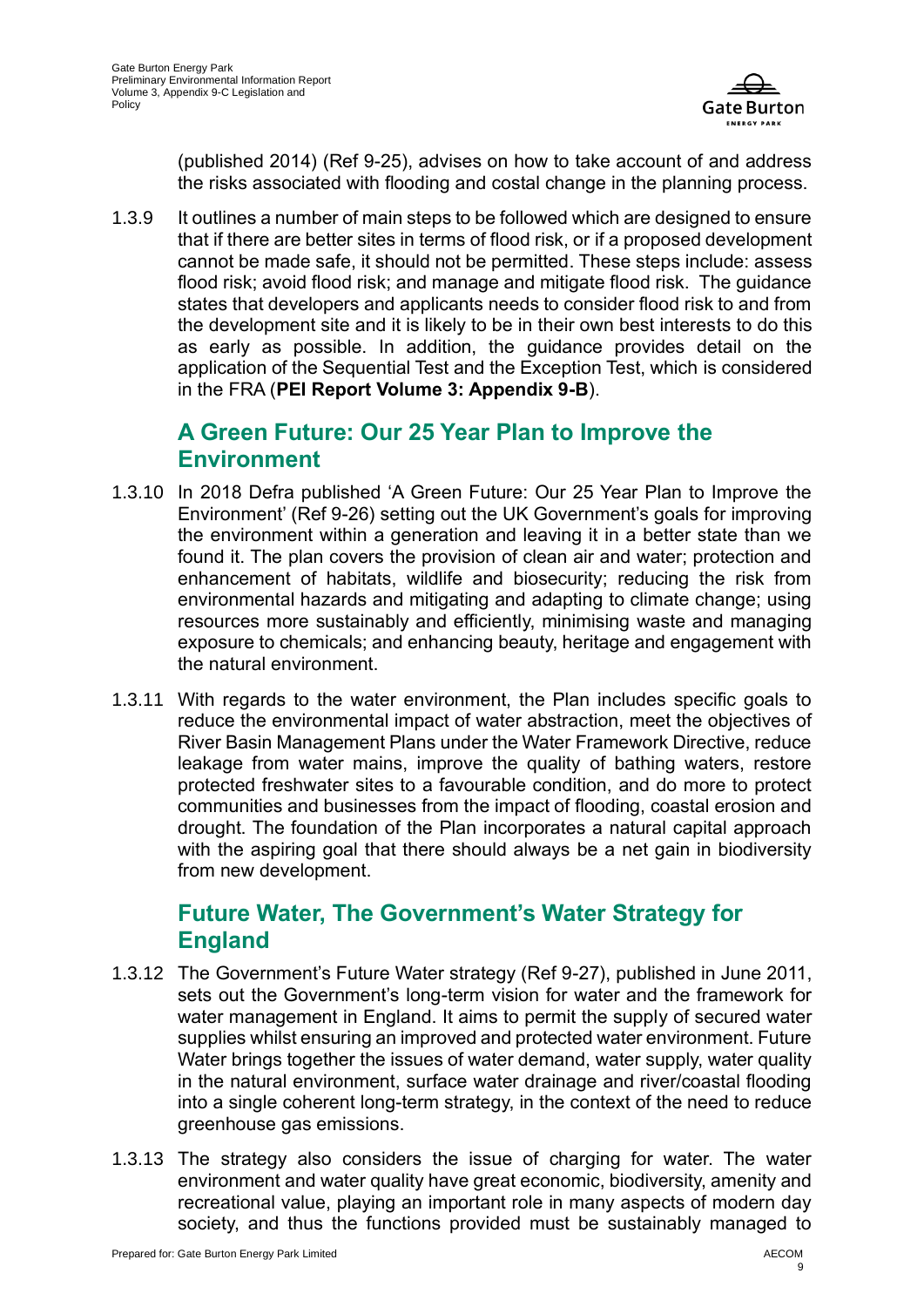(published 2014) (Ref 9-25), advises on how to take account of and address the risks associated with flooding and costal change in the planning process.

1.3.9 It outlines a number of main steps to be followed which are designed to ensure that if there are better sites in terms of flood risk, or if a proposed development cannot be made safe, it should not be permitted. These steps include: assess flood risk; avoid flood risk; and manage and mitigate flood risk. The guidance states that developers and applicants needs to consider flood risk to and from the development site and it is likely to be in their own best interests to do this as early as possible. In addition, the guidance provides detail on the application of the Sequential Test and the Exception Test, which is considered in the FRA (**PEI Report Volume 3: Appendix 9-B**).

## A Green Future: Our 25 Year Plan to Improve the Environment

1.3.10 In 2018 Defra published 'A Green Future: Our 25 Year Plan to Improve the Environment' (Ref 9-26) setting out the UK Government's goals for improving the environment within a generation and leaving it in a better state than we found it. The plan covers the provision of clean air and water; protection and enhancement of habitats, wildlife and biosecurity; reducing the risk from environmental hazards and mitigating and adapting to climate change; using resources more sustainably and efficiently, minimising waste and managing exposure to chemicals; and enhancing beauty, heritage and engagement with the natural environment.

1.3.11 With regards to the water environment, the Plan includes specific goals to reduce the environmental impact of water abstraction, meet the objectives of River Basin Management Plans under the Water Framework Directive, reduce leakage from water mains, improve the quality of bathing waters, restore protected freshwater sites to a favourable condition, and do more to protect communities and businesses from the impact of flooding, coastal erosion and drought. The foundation of the Plan incorporates a natural capital approach with the aspiring goal that there should always be a net gain in biodiversity from new development.

## Future Water, The Government's Water Strategy for England

1.3.12 The Government's Future Water strategy (Ref 9-27), published in June 2011, sets out the Government's long-term vision for water and the framework for water management in England. It aims to permit the supply of secured water supplies whilst ensuring an improved and protected water environment. Future Water brings together the issues of water demand, water supply, water quality in the natural environment, surface water drainage and river/coastal flooding into a single coherent long-term strategy, in the context of the need to reduce greenhouse gas emissions.

1.3.13 The strategy also considers the issue of charging for water. The water environment and water quality have great economic, biodiversity, amenity and recreational value, playing an important role in many aspects of modern day society, and thus the functions provided must be sustainably managed to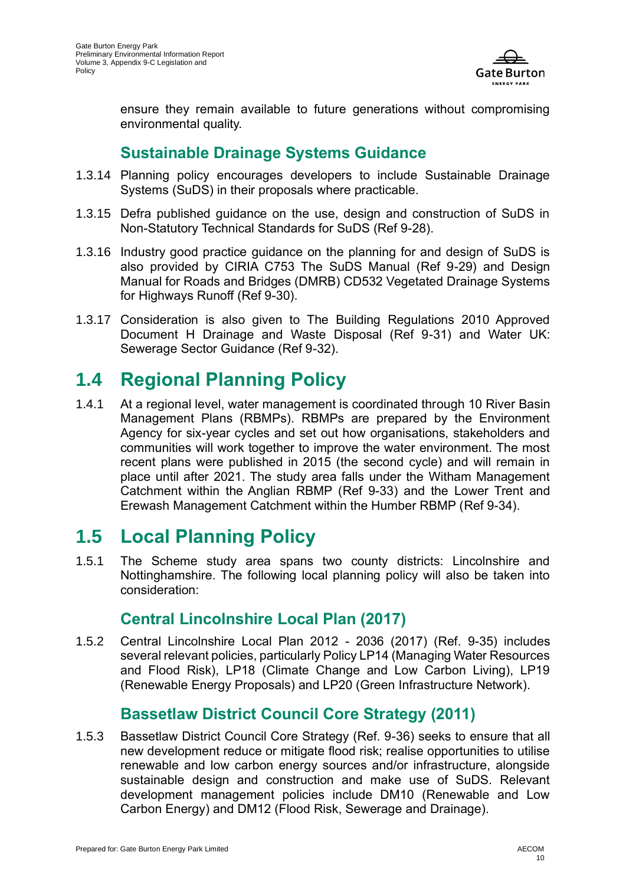ensure they remain available to future generations without compromising environmental quality.

### Sustainable Drainage Systems Guidance

1.3.14 Planning policy encourages developers to include Sustainable Drainage Systems (SuDS) in their proposals where practicable.

1.3.15 Defra published guidance on the use, design and construction of SuDS in Non-Statutory Technical Standards for SuDS (Ref 9-28).

1.3.16 Industry good practice guidance on the planning for and design of SuDS is also provided by CIRIA C753 The SuDS Manual (Ref 9-29) and Design Manual for Roads and Bridges (DMRB) CD532 Vegetated Drainage Systems for Highways Runoff (Ref 9-30).

1.3.17 Consideration is also given to The Building Regulations 2010 Approved Document H Drainage and Waste Disposal (Ref 9-31) and Water UK: Sewerage Sector Guidance (Ref 9-32).

## 1.4 Regional Planning Policy

1.4.1 At a regional level, water management is coordinated through 10 River Basin Management Plans (RBMPs). RBMPs are prepared by the Environment Agency for six-year cycles and set out how organisations, stakeholders and communities will work together to improve the water environment. The most recent plans were published in 2015 (the second cycle) and will remain in place until after 2021. The study area falls under the Witham Management Catchment within the Anglian RBMP (Ref 9-33) and the Lower Trent and Erewash Management Catchment within the Humber RBMP (Ref 9-34).

## 1.5 Local Planning Policy

1.5.1 The Scheme study area spans two county districts: Lincolnshire and Nottinghamshire. The following local planning policy will also be taken into consideration:

### Central Lincolnshire Local Plan (2017)

1.5.2 Central Lincolnshire Local Plan 2012 - 2036 (2017) (Ref. 9-35) includes several relevant policies, particularly Policy LP14 (Managing Water Resources and Flood Risk), LP18 (Climate Change and Low Carbon Living), LP19 (Renewable Energy Proposals) and LP20 (Green Infrastructure Network).

### Bassetlaw District Council Core Strategy (2011)

1.5.3 Bassetlaw District Council Core Strategy (Ref. 9-36) seeks to ensure that all new development reduce or mitigate flood risk; realise opportunities to utilise renewable and low carbon energy sources and/or infrastructure, alongside sustainable design and construction and make use of SuDS. Relevant development management policies include DM10 (Renewable and Low Carbon Energy) and DM12 (Flood Risk, Sewerage and Drainage).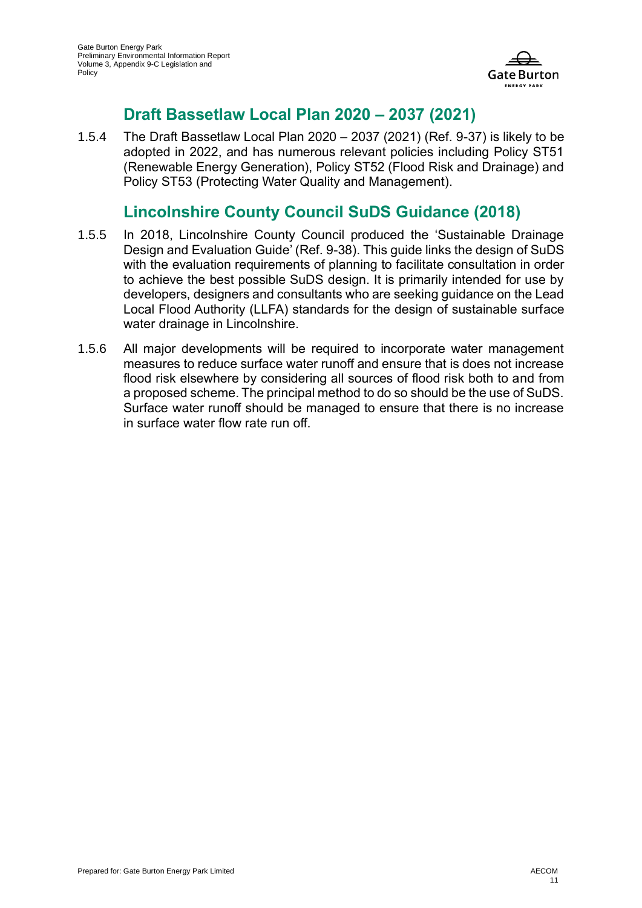## Draft Bassetlaw Local Plan 2020 – 2037 (2021)

1.5.4 The Draft Bassetlaw Local Plan 2020 – 2037 (2021) (Ref. 9-37) is likely to be adopted in 2022, and has numerous relevant policies including Policy ST51 (Renewable Energy Generation), Policy ST52 (Flood Risk and Drainage) and Policy ST53 (Protecting Water Quality and Management).

## Lincolnshire County Council SuDS Guidance (2018)

1.5.5 In 2018, Lincolnshire County Council produced the 'Sustainable Drainage Design and Evaluation Guide' (Ref. 9-38). This guide links the design of SuDS with the evaluation requirements of planning to facilitate consultation in order to achieve the best possible SuDS design. It is primarily intended for use by developers, designers and consultants who are seeking guidance on the Lead Local Flood Authority (LLFA) standards for the design of sustainable surface water drainage in Lincolnshire.

1.5.6 All major developments will be required to incorporate water management measures to reduce surface water runoff and ensure that is does not increase flood risk elsewhere by considering all sources of flood risk both to and from a proposed scheme. The principal method to do so should be the use of SuDS. Surface water runoff should be managed to ensure that there is no increase in surface water flow rate run off.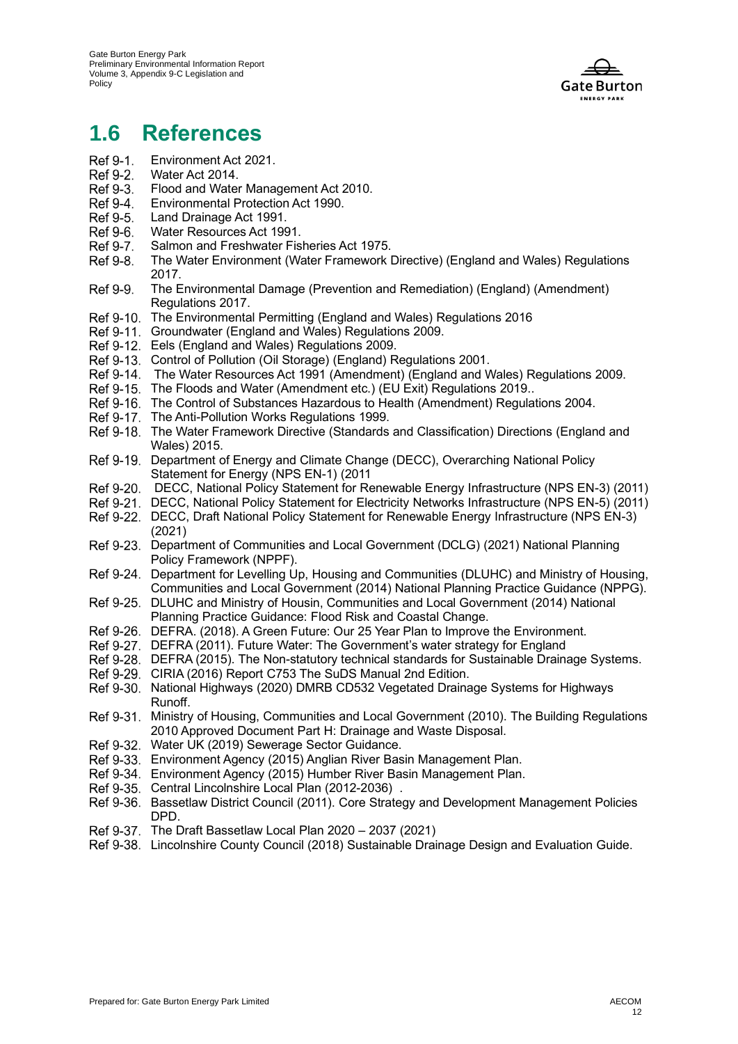## 1.6 References

Ref 9-1. Environment Act 2021.

Ref 9-2. Water Act 2014.

Ref 9-3. Flood and Water Management Act 2010.

Ref 9-4. Environmental Protection Act 1990.

Ref 9-5. Land Drainage Act 1991.

Ref 9-6. Water Resources Act 1991.

Ref 9-7. Salmon and Freshwater Fisheries Act 1975.

Ref 9-8. The Water Environment (Water Framework Directive) (England and Wales) Regulations 2017.

Ref 9-9. The Environmental Damage (Prevention and Remediation) (England) (Amendment) Regulations 2017.

Ref 9-10. The Environmental Permitting (England and Wales) Regulations 2016

Ref 9-11. Groundwater (England and Wales) Regulations 2009.

Ref 9-12. Eels (England and Wales) Regulations 2009.

Ref 9-13. Control of Pollution (Oil Storage) (England) Regulations 2001.

Ref 9-14. The Water Resources Act 1991 (Amendment) (England and Wales) Regulations 2009.

Ref 9-15. The Floods and Water (Amendment etc.) (EU Exit) Regulations 2019..

Ref 9-16. The Control of Substances Hazardous to Health (Amendment) Regulations 2004.

Ref 9-17. The Anti-Pollution Works Regulations 1999.

Ref 9-18. The Water Framework Directive (Standards and Classification) Directions (England and Wales) 2015.

Ref 9-19. Department of Energy and Climate Change (DECC), Overarching National Policy Statement for Energy (NPS EN-1) (2011

Ref 9-20. DECC, National Policy Statement for Renewable Energy Infrastructure (NPS EN-3) (2011)

Ref 9-21. DECC, National Policy Statement for Electricity Networks Infrastructure (NPS EN-5) (2011)

Ref 9-22. DECC, Draft National Policy Statement for Renewable Energy Infrastructure (NPS EN-3) (2021)

Ref 9-23. Department of Communities and Local Government (DCLG) (2021) National Planning Policy Framework (NPPF).

Ref 9-24. Department for Levelling Up, Housing and Communities (DLUHC) and Ministry of Housing, Communities and Local Government (2014) National Planning Practice Guidance (NPPG).

Ref 9-25. DLUHC and Ministry of Housin, Communities and Local Government (2014) National Planning Practice Guidance: Flood Risk and Coastal Change.

Ref 9-26. DEFRA. (2018). A Green Future: Our 25 Year Plan to Improve the Environment.

Ref 9-27. DEFRA (2011). Future Water: The Government's water strategy for England

Ref 9-28. DEFRA (2015). The Non-statutory technical standards for Sustainable Drainage Systems.

Ref 9-29. CIRIA (2016) Report C753 The SuDS Manual 2nd Edition.

Ref 9-30. National Highways (2020) DMRB CD532 Vegetated Drainage Systems for Highways Runoff.

Ref 9-31. Ministry of Housing, Communities and Local Government (2010). The Building Regulations 2010 Approved Document Part H: Drainage and Waste Disposal.

Ref 9-32. Water UK (2019) Sewerage Sector Guidance.

Ref 9-33. Environment Agency (2015) Anglian River Basin Management Plan.

Ref 9-34. Environment Agency (2015) Humber River Basin Management Plan.

Ref 9-35. Central Lincolnshire Local Plan (2012-2036) .

Ref 9-36. Bassetlaw District Council (2011). Core Strategy and Development Management Policies DPD.

Ref 9-37. The Draft Bassetlaw Local Plan 2020 – 2037 (2021)

Ref 9-38. Lincolnshire County Council (2018) Sustainable Drainage Design and Evaluation Guide.